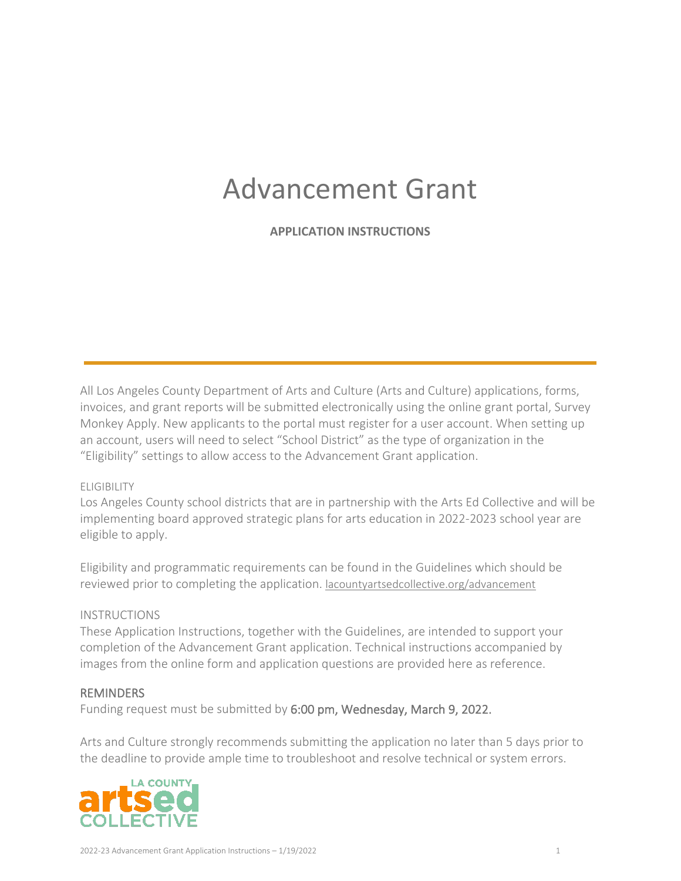# Advancement Grant

**APPLICATION INSTRUCTIONS**

All Los Angeles County Department of Arts and Culture (Arts and Culture) applications, forms, invoices, and grant reports will be submitted electronically using the online grant portal, Survey Monkey Apply. New applicants to the portal must register for a user account. When setting up an account, users will need to select "School District" as the type of organization in the "Eligibility" settings to allow access to the Advancement Grant application.

## ELIGIBILITY

Los Angeles County school districts that are in partnership with the Arts Ed Collective and will be implementing board approved strategic plans for arts education in 2022-2023 school year are eligible to apply.

Eligibility and programmatic requirements can be found in the Guidelines which should be reviewed prior to completing the application. lacountyartsedcollective.org/advancement

## INSTRUCTIONS

These Application Instructions, together with the Guidelines, are intended to support your completion of the Advancement Grant application. Technical instructions accompanied by images from the online form and application questions are provided here as reference.

## REMINDERS

Funding request must be submitted by 6:00 pm, Wednesday, March 9, 2022.

Arts and Culture strongly recommends submitting the application no later than 5 days prior to the deadline to provide ample time to troubleshoot and resolve technical or system errors.

LA COUNTY artsed COLLECTIVE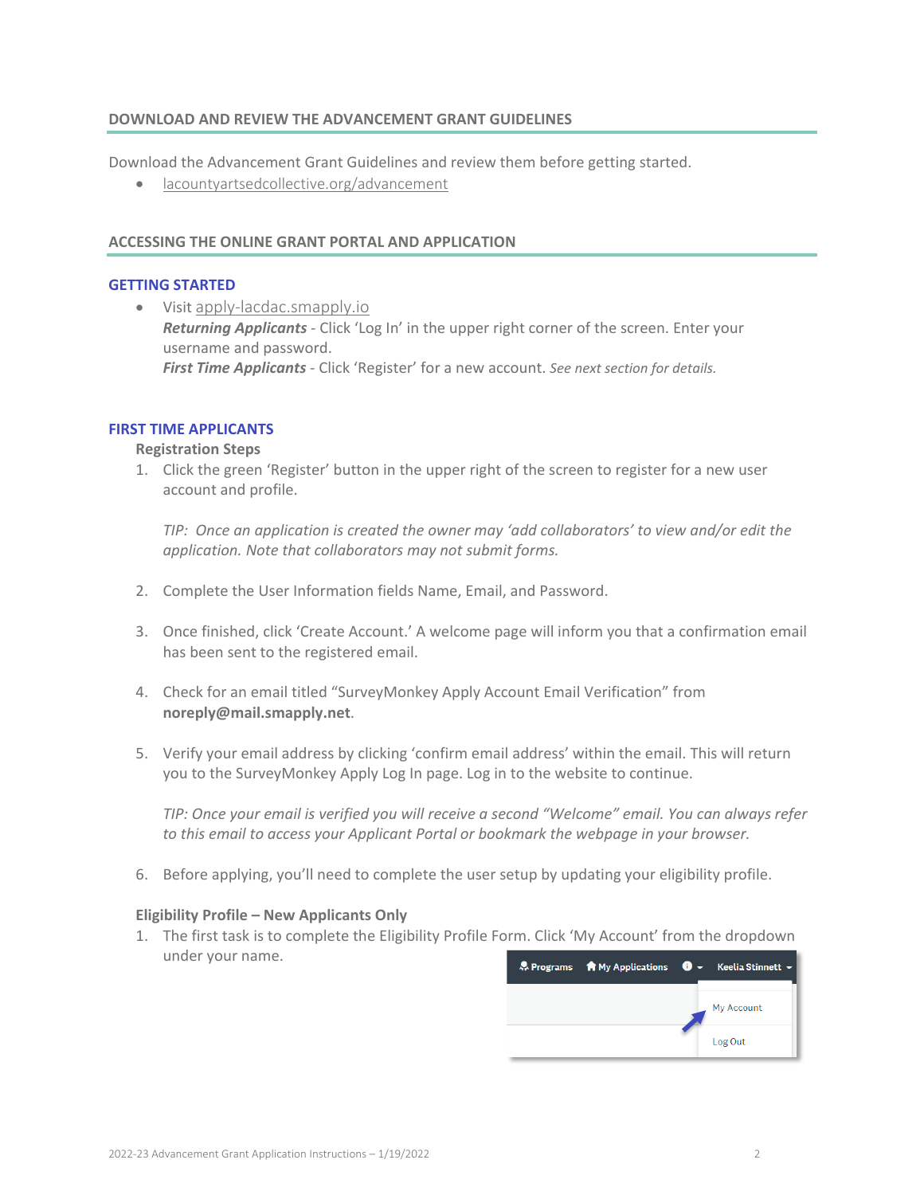## DOWNLOAD AND REVIEW THE ADVANCEMENT GRANT GUIDELINES

Download the Advancement Grant Guidelines and review them before getting started.

- lacountyartsedcollective.org/advancement

## ACCESSING THE ONLINE GRANT PORTAL AND APPLICATION

### GETTING STARTED

- Visit apply-lacdac.smapply.io
  ***Returning Applicants*** - Click 'Log In' in the upper right corner of the screen. Enter your username and password.
  ***First Time Applicants*** - Click 'Register' for a new account. *See next section for details.*

### FIRST TIME APPLICANTS

**Registration Steps**

1. Click the green 'Register' button in the upper right of the screen to register for a new user account and profile.

   *TIP: Once an application is created the owner may 'add collaborators' to view and/or edit the application. Note that collaborators may not submit forms.*

2. Complete the User Information fields Name, Email, and Password.

3. Once finished, click 'Create Account.' A welcome page will inform you that a confirmation email has been sent to the registered email.

4. Check for an email titled "SurveyMonkey Apply Account Email Verification" from **noreply@mail.smapply.net**.

5. Verify your email address by clicking 'confirm email address' within the email. This will return you to the SurveyMonkey Apply Log In page. Log in to the website to continue.

   *TIP: Once your email is verified you will receive a second "Welcome" email. You can always refer to this email to access your Applicant Portal or bookmark the webpage in your browser.*

6. Before applying, you'll need to complete the user setup by updating your eligibility profile.

**Eligibility Profile – New Applicants Only**

1. The first task is to complete the Eligibility Profile Form. Click 'My Account' from the dropdown under your name.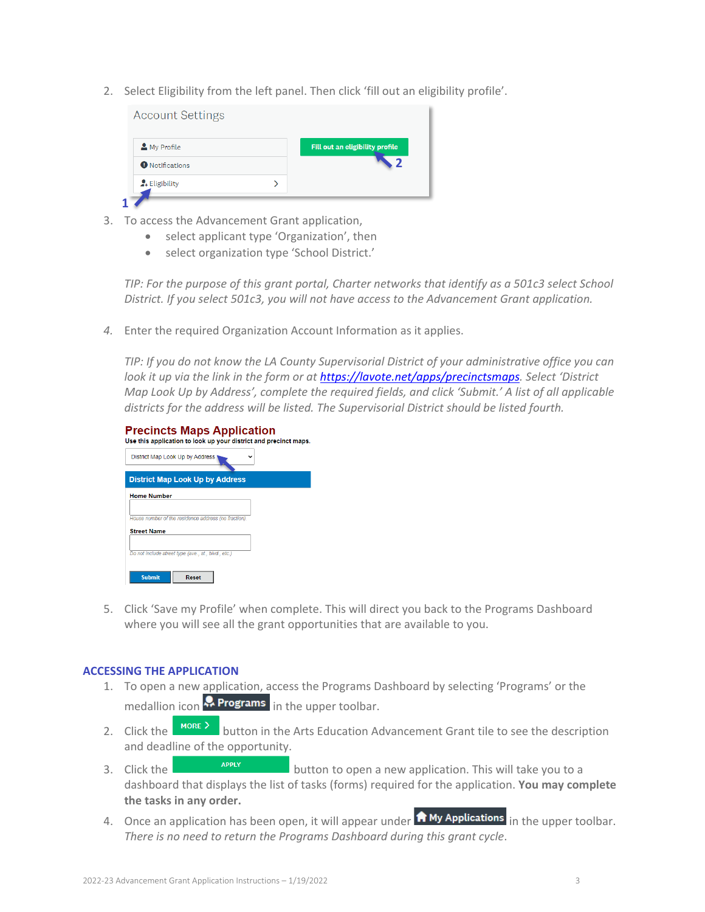2. Select Eligibility from the left panel. Then click 'fill out an eligibility profile'.

3. To access the Advancement Grant application,
    - select applicant type 'Organization', then
    - select organization type 'School District.'

    *TIP: For the purpose of this grant portal, Charter networks that identify as a 501c3 select School District. If you select 501c3, you will not have access to the Advancement Grant application.*

4. Enter the required Organization Account Information as it applies.

    *TIP: If you do not know the LA County Supervisorial District of your administrative office you can look it up via the link in the form or at [https://lavote.net/apps/precinctsmaps](https://lavote.net/apps/precinctsmaps). Select 'District Map Look Up by Address', complete the required fields, and click 'Submit.' A list of all applicable districts for the address will be listed. The Supervisorial District should be listed fourth.*

5. Click 'Save my Profile' when complete. This will direct you back to the Programs Dashboard where you will see all the grant opportunities that are available to you.

## ACCESSING THE APPLICATION

1. To open a new application, access the Programs Dashboard by selecting 'Programs' or the medallion icon **Programs** in the upper toolbar.
2. Click the **MORE >** button in the Arts Education Advancement Grant tile to see the description and deadline of the opportunity.
3. Click the **APPLY** button to open a new application. This will take you to a dashboard that displays the list of tasks (forms) required for the application. **You may complete the tasks in any order.**
4. Once an application has been open, it will appear under **My Applications** in the upper toolbar. *There is no need to return the Programs Dashboard during this grant cycle*.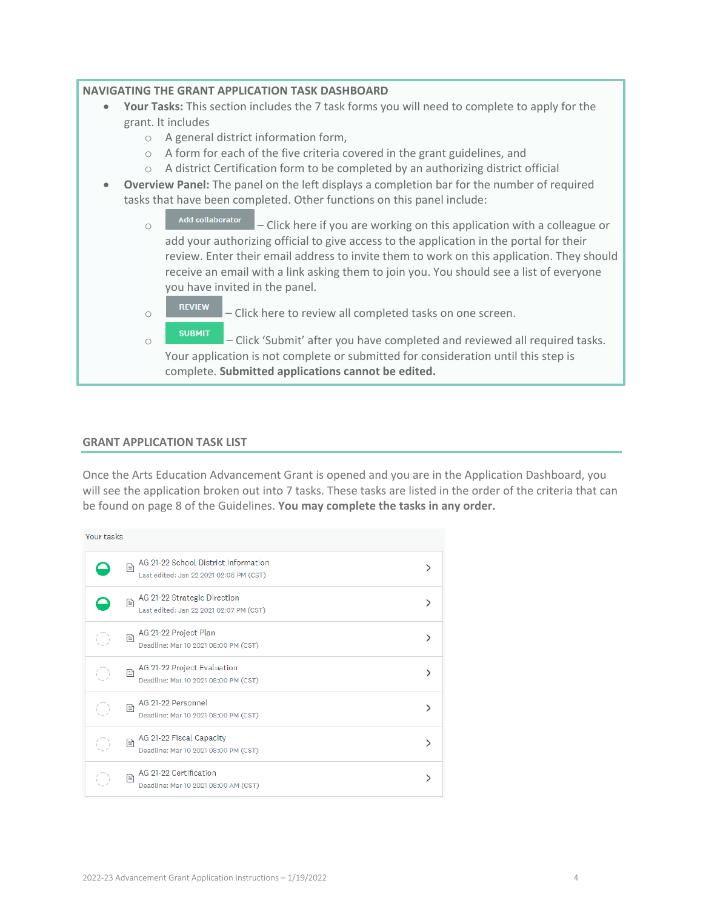**NAVIGATING THE GRANT APPLICATION TASK DASHBOARD**

- **Your Tasks:** This section includes the 7 task forms you will need to complete to apply for the grant. It includes
  - A general district information form,
  - A form for each of the five criteria covered in the grant guidelines, and
  - A district Certification form to be completed by an authorizing district official
- **Overview Panel:** The panel on the left displays a completion bar for the number of required tasks that have been completed. Other functions on this panel include:
  - Add collaborator – Click here if you are working on this application with a colleague or add your authorizing official to give access to the application in the portal for their review. Enter their email address to invite them to work on this application. They should receive an email with a link asking them to join you. You should see a list of everyone you have invited in the panel.
  - REVIEW – Click here to review all completed tasks on one screen.
  - SUBMIT – Click 'Submit' after you have completed and reviewed all required tasks. Your application is not complete or submitted for consideration until this step is complete. **Submitted applications cannot be edited.**

## GRANT APPLICATION TASK LIST

Once the Arts Education Advancement Grant is opened and you are in the Application Dashboard, you will see the application broken out into 7 tasks. These tasks are listed in the order of the criteria that can be found on page 8 of the Guidelines. **You may complete the tasks in any order.**

Your tasks

- AG 21-22 School District Information — Last edited: Jan 22 2021 02:06 PM (CST)
- AG 21-22 Strategic Direction — Last edited: Jan 22 2021 02:07 PM (CST)
- AG 21-22 Project Plan — Deadline: Mar 10 2021 08:00 PM (CST)
- AG 21-22 Project Evaluation — Deadline: Mar 10 2021 08:00 PM (CST)
- AG 21-22 Personnel — Deadline: Mar 10 2021 08:00 PM (CST)
- AG 21-22 Fiscal Capacity — Deadline: Mar 10 2021 08:00 PM (CST)
- AG 21-22 Certification — Deadline: Mar 10 2021 08:00 AM (CST)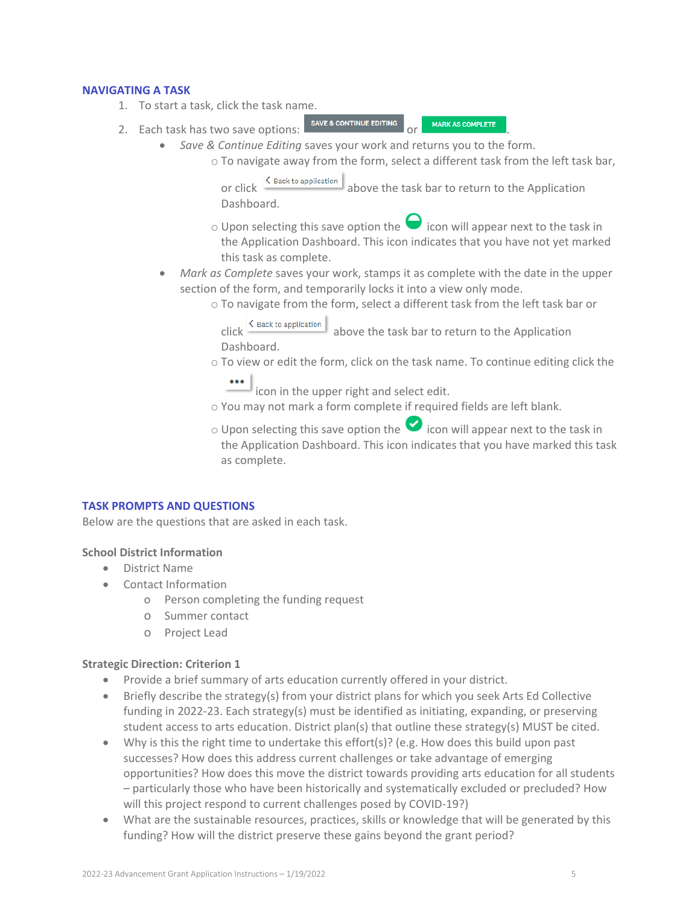## NAVIGATING A TASK

1. To start a task, click the task name.
2. Each task has two save options: SAVE & CONTINUE EDITING or MARK AS COMPLETE.
   - *Save & Continue Editing* saves your work and returns you to the form.
     - To navigate away from the form, select a different task from the left task bar, or click Back to application above the task bar to return to the Application Dashboard.
     - Upon selecting this save option the icon will appear next to the task in the Application Dashboard. This icon indicates that you have not yet marked this task as complete.
   - *Mark as Complete* saves your work, stamps it as complete with the date in the upper section of the form, and temporarily locks it into a view only mode.
     - To navigate from the form, select a different task from the left task bar or click Back to application above the task bar to return to the Application Dashboard.
     - To view or edit the form, click on the task name. To continue editing click the ••• icon in the upper right and select edit.
     - You may not mark a form complete if required fields are left blank.
     - Upon selecting this save option the icon will appear next to the task in the Application Dashboard. This icon indicates that you have marked this task as complete.

## TASK PROMPTS AND QUESTIONS

Below are the questions that are asked in each task.

### School District Information

- District Name
- Contact Information
  - Person completing the funding request
  - Summer contact
  - Project Lead

### Strategic Direction: Criterion 1

- Provide a brief summary of arts education currently offered in your district.
- Briefly describe the strategy(s) from your district plans for which you seek Arts Ed Collective funding in 2022-23. Each strategy(s) must be identified as initiating, expanding, or preserving student access to arts education. District plan(s) that outline these strategy(s) MUST be cited.
- Why is this the right time to undertake this effort(s)? (e.g. How does this build upon past successes? How does this address current challenges or take advantage of emerging opportunities? How does this move the district towards providing arts education for all students – particularly those who have been historically and systematically excluded or precluded? How will this project respond to current challenges posed by COVID-19?)
- What are the sustainable resources, practices, skills or knowledge that will be generated by this funding? How will the district preserve these gains beyond the grant period?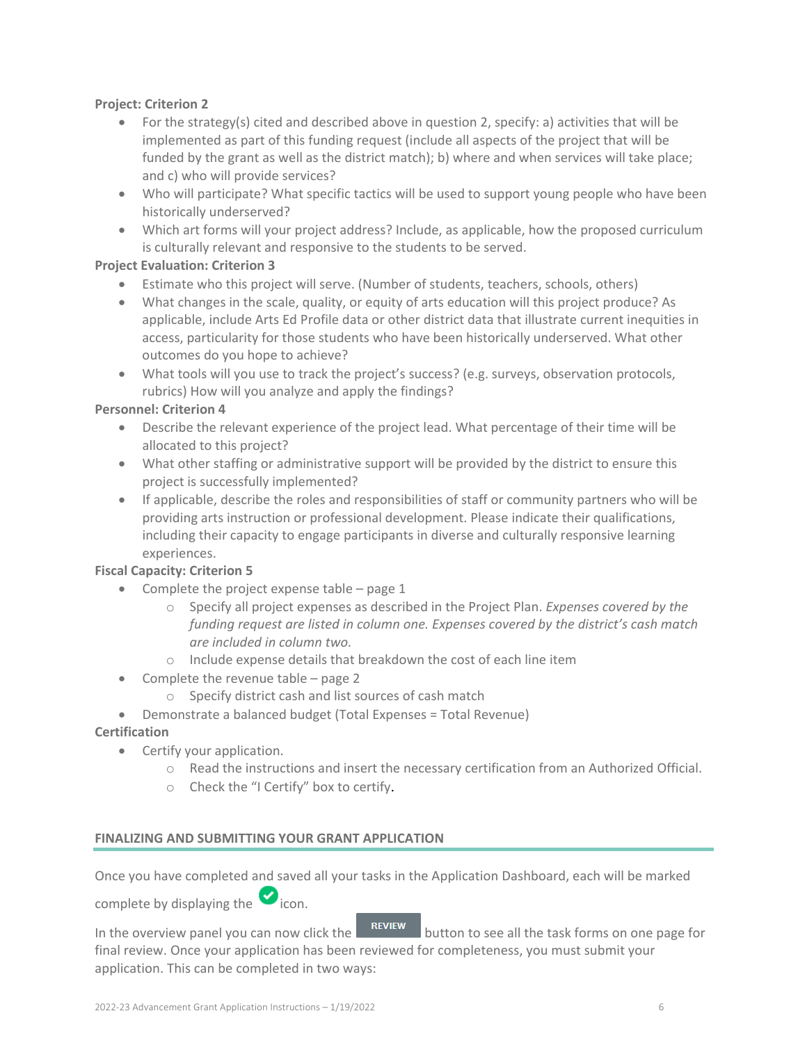**Project: Criterion 2**

- For the strategy(s) cited and described above in question 2, specify: a) activities that will be implemented as part of this funding request (include all aspects of the project that will be funded by the grant as well as the district match); b) where and when services will take place; and c) who will provide services?
- Who will participate? What specific tactics will be used to support young people who have been historically underserved?
- Which art forms will your project address? Include, as applicable, how the proposed curriculum is culturally relevant and responsive to the students to be served.

**Project Evaluation: Criterion 3**

- Estimate who this project will serve. (Number of students, teachers, schools, others)
- What changes in the scale, quality, or equity of arts education will this project produce? As applicable, include Arts Ed Profile data or other district data that illustrate current inequities in access, particularity for those students who have been historically underserved. What other outcomes do you hope to achieve?
- What tools will you use to track the project's success? (e.g. surveys, observation protocols, rubrics) How will you analyze and apply the findings?

**Personnel: Criterion 4**

- Describe the relevant experience of the project lead. What percentage of their time will be allocated to this project?
- What other staffing or administrative support will be provided by the district to ensure this project is successfully implemented?
- If applicable, describe the roles and responsibilities of staff or community partners who will be providing arts instruction or professional development. Please indicate their qualifications, including their capacity to engage participants in diverse and culturally responsive learning experiences.

**Fiscal Capacity: Criterion 5**

- Complete the project expense table – page 1
  - Specify all project expenses as described in the Project Plan. *Expenses covered by the funding request are listed in column one. Expenses covered by the district's cash match are included in column two.*
  - Include expense details that breakdown the cost of each line item
- Complete the revenue table – page 2
  - Specify district cash and list sources of cash match
- Demonstrate a balanced budget (Total Expenses = Total Revenue)

**Certification**

- Certify your application.
  - Read the instructions and insert the necessary certification from an Authorized Official.
  - Check the "I Certify" box to certify.

## FINALIZING AND SUBMITTING YOUR GRANT APPLICATION

Once you have completed and saved all your tasks in the Application Dashboard, each will be marked complete by displaying the ✔ icon.

In the overview panel you can now click the **REVIEW** button to see all the task forms on one page for final review. Once your application has been reviewed for completeness, you must submit your application. This can be completed in two ways: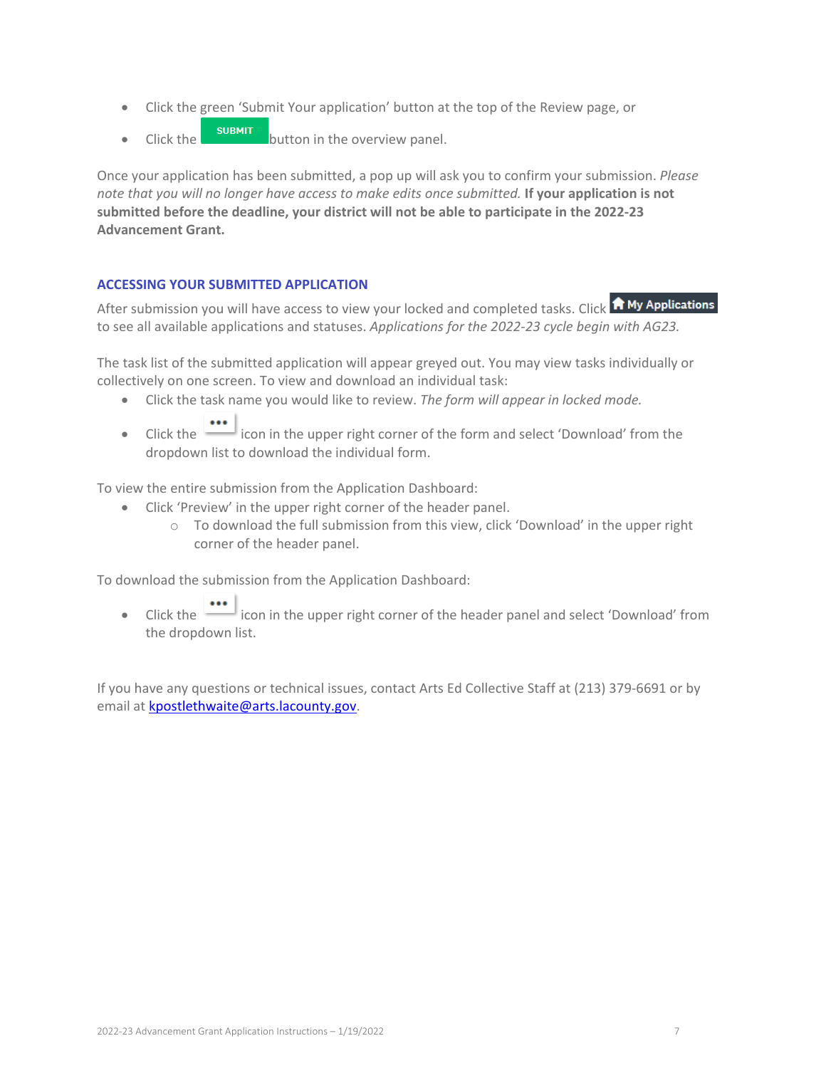- Click the green 'Submit Your application' button at the top of the Review page, or
- Click the SUBMIT button in the overview panel.

Once your application has been submitted, a pop up will ask you to confirm your submission. *Please note that you will no longer have access to make edits once submitted.* **If your application is not submitted before the deadline, your district will not be able to participate in the 2022-23 Advancement Grant.**

## ACCESSING YOUR SUBMITTED APPLICATION

After submission you will have access to view your locked and completed tasks. Click My Applications to see all available applications and statuses. *Applications for the 2022-23 cycle begin with AG23.*

The task list of the submitted application will appear greyed out. You may view tasks individually or collectively on one screen. To view and download an individual task:

- Click the task name you would like to review. *The form will appear in locked mode.*
- Click the ••• icon in the upper right corner of the form and select 'Download' from the dropdown list to download the individual form.

To view the entire submission from the Application Dashboard:

- Click 'Preview' in the upper right corner of the header panel.
    - To download the full submission from this view, click 'Download' in the upper right corner of the header panel.

To download the submission from the Application Dashboard:

- Click the ••• icon in the upper right corner of the header panel and select 'Download' from the dropdown list.

If you have any questions or technical issues, contact Arts Ed Collective Staff at (213) 379-6691 or by email at kpostlethwaite@arts.lacounty.gov.